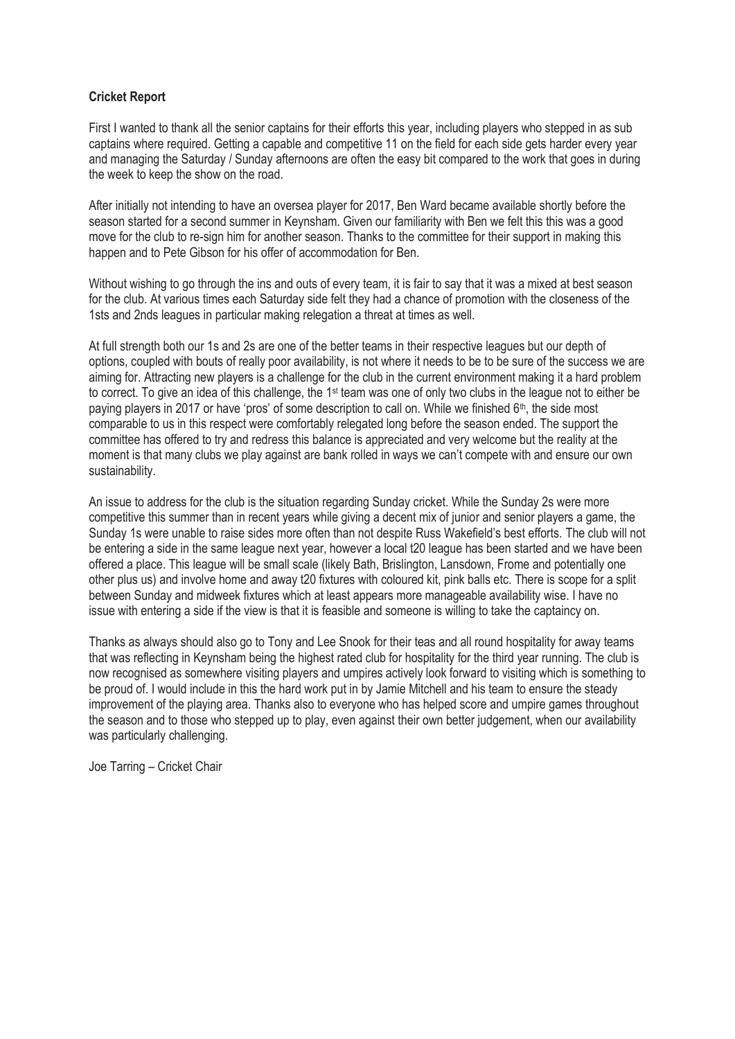**Cricket Report**

First I wanted to thank all the senior captains for their efforts this year, including players who stepped in as sub captains where required. Getting a capable and competitive 11 on the field for each side gets harder every year and managing the Saturday / Sunday afternoons are often the easy bit compared to the work that goes in during the week to keep the show on the road.

After initially not intending to have an oversea player for 2017, Ben Ward became available shortly before the season started for a second summer in Keynsham. Given our familiarity with Ben we felt this this was a good move for the club to re-sign him for another season. Thanks to the committee for their support in making this happen and to Pete Gibson for his offer of accommodation for Ben.

Without wishing to go through the ins and outs of every team, it is fair to say that it was a mixed at best season for the club. At various times each Saturday side felt they had a chance of promotion with the closeness of the 1sts and 2nds leagues in particular making relegation a threat at times as well.

At full strength both our 1s and 2s are one of the better teams in their respective leagues but our depth of options, coupled with bouts of really poor availability, is not where it needs to be to be sure of the success we are aiming for. Attracting new players is a challenge for the club in the current environment making it a hard problem to correct. To give an idea of this challenge, the 1st team was one of only two clubs in the league not to either be paying players in 2017 or have 'pros' of some description to call on. While we finished 6th, the side most comparable to us in this respect were comfortably relegated long before the season ended. The support the committee has offered to try and redress this balance is appreciated and very welcome but the reality at the moment is that many clubs we play against are bank rolled in ways we can't compete with and ensure our own sustainability.

An issue to address for the club is the situation regarding Sunday cricket. While the Sunday 2s were more competitive this summer than in recent years while giving a decent mix of junior and senior players a game, the Sunday 1s were unable to raise sides more often than not despite Russ Wakefield's best efforts. The club will not be entering a side in the same league next year, however a local t20 league has been started and we have been offered a place. This league will be small scale (likely Bath, Brislington, Lansdown, Frome and potentially one other plus us) and involve home and away t20 fixtures with coloured kit, pink balls etc. There is scope for a split between Sunday and midweek fixtures which at least appears more manageable availability wise. I have no issue with entering a side if the view is that it is feasible and someone is willing to take the captaincy on.

Thanks as always should also go to Tony and Lee Snook for their teas and all round hospitality for away teams that was reflecting in Keynsham being the highest rated club for hospitality for the third year running. The club is now recognised as somewhere visiting players and umpires actively look forward to visiting which is something to be proud of. I would include in this the hard work put in by Jamie Mitchell and his team to ensure the steady improvement of the playing area. Thanks also to everyone who has helped score and umpire games throughout the season and to those who stepped up to play, even against their own better judgement, when our availability was particularly challenging.

Joe Tarring – Cricket Chair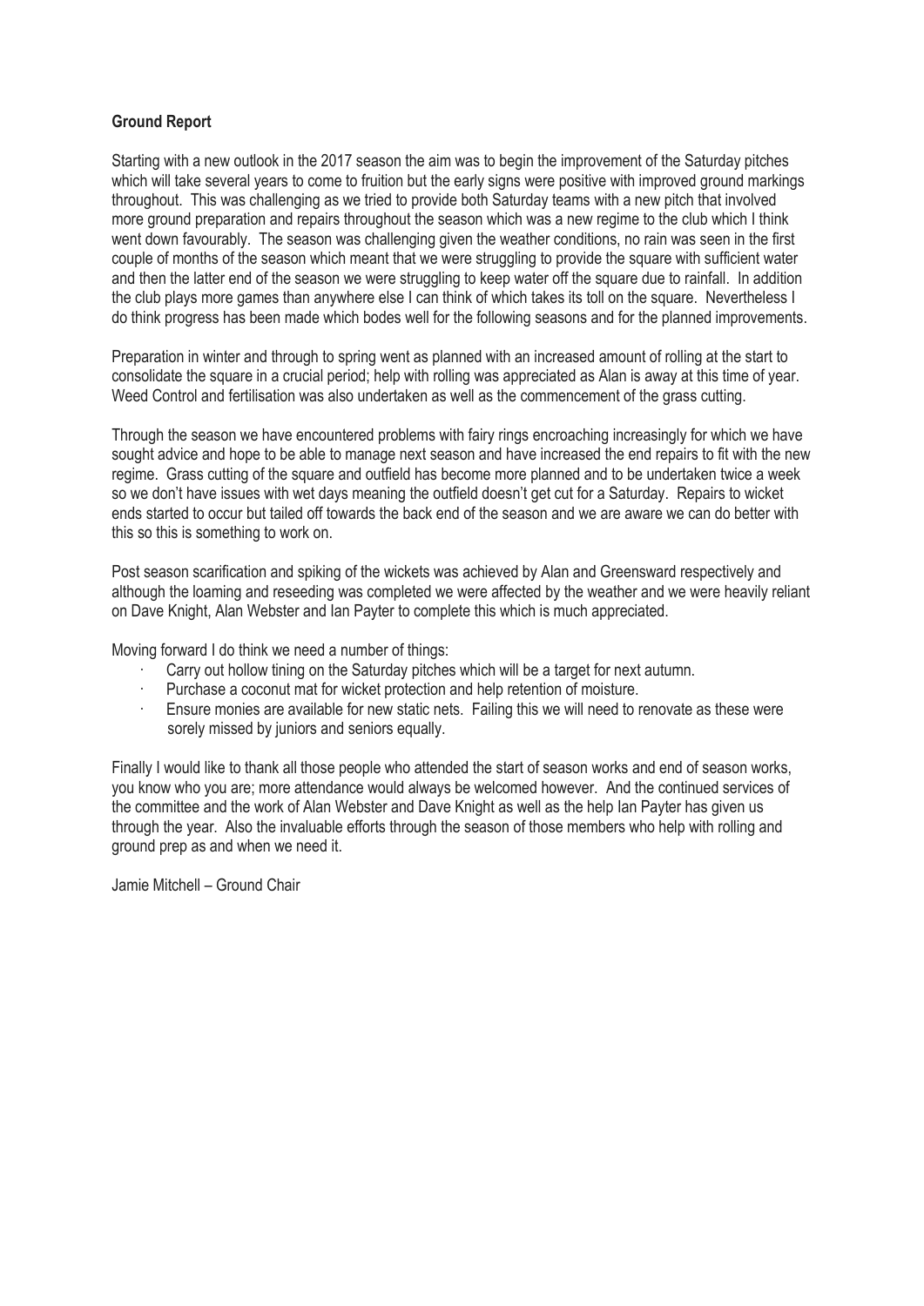**Ground Report**

Starting with a new outlook in the 2017 season the aim was to begin the improvement of the Saturday pitches which will take several years to come to fruition but the early signs were positive with improved ground markings throughout. This was challenging as we tried to provide both Saturday teams with a new pitch that involved more ground preparation and repairs throughout the season which was a new regime to the club which I think went down favourably. The season was challenging given the weather conditions, no rain was seen in the first couple of months of the season which meant that we were struggling to provide the square with sufficient water and then the latter end of the season we were struggling to keep water off the square due to rainfall. In addition the club plays more games than anywhere else I can think of which takes its toll on the square. Nevertheless I do think progress has been made which bodes well for the following seasons and for the planned improvements.

Preparation in winter and through to spring went as planned with an increased amount of rolling at the start to consolidate the square in a crucial period; help with rolling was appreciated as Alan is away at this time of year. Weed Control and fertilisation was also undertaken as well as the commencement of the grass cutting.

Through the season we have encountered problems with fairy rings encroaching increasingly for which we have sought advice and hope to be able to manage next season and have increased the end repairs to fit with the new regime. Grass cutting of the square and outfield has become more planned and to be undertaken twice a week so we don't have issues with wet days meaning the outfield doesn't get cut for a Saturday. Repairs to wicket ends started to occur but tailed off towards the back end of the season and we are aware we can do better with this so this is something to work on.

Post season scarification and spiking of the wickets was achieved by Alan and Greensward respectively and although the loaming and reseeding was completed we were affected by the weather and we were heavily reliant on Dave Knight, Alan Webster and Ian Payter to complete this which is much appreciated.

Moving forward I do think we need a number of things:

- Carry out hollow tining on the Saturday pitches which will be a target for next autumn.
- Purchase a coconut mat for wicket protection and help retention of moisture.
- Ensure monies are available for new static nets. Failing this we will need to renovate as these were sorely missed by juniors and seniors equally.

Finally I would like to thank all those people who attended the start of season works and end of season works, you know who you are; more attendance would always be welcomed however. And the continued services of the committee and the work of Alan Webster and Dave Knight as well as the help Ian Payter has given us through the year. Also the invaluable efforts through the season of those members who help with rolling and ground prep as and when we need it.

Jamie Mitchell – Ground Chair